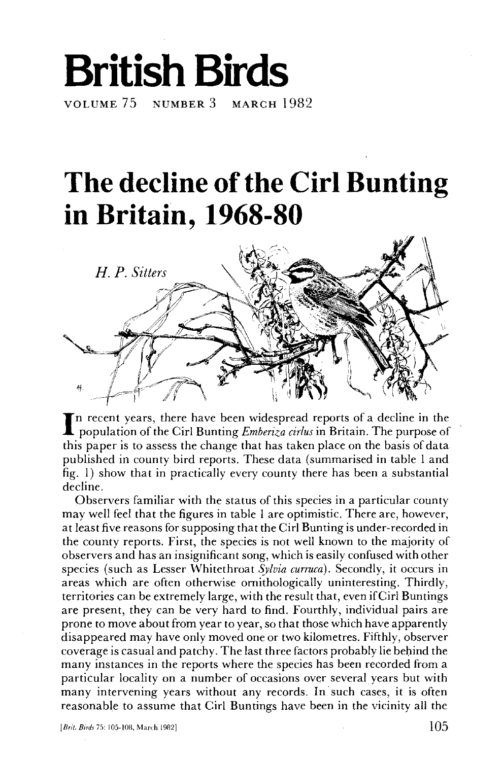# British Birds

VOLUME 75 NUMBER 3 MARCH 1982

# The decline of the Cirl Bunting in Britain, 1968-80

*H. P. Sitters*

In recent years, there have been widespread reports of a decline in the population of the Cirl Bunting *Emberiza cirlus* in Britain. The purpose of this paper is to assess the change that has taken place on the basis of data published in county bird reports. These data (summarised in table 1 and fig. 1) show that in practically every county there has been a substantial decline.

Observers familiar with the status of this species in a particular county may well feel that the figures in table 1 are optimistic. There are, however, at least five reasons for supposing that the Cirl Bunting is under-recorded in the county reports. First, the species is not well known to the majority of observers and has an insignificant song, which is easily confused with other species (such as Lesser Whitethroat *Sylvia curruca*). Secondly, it occurs in areas which are often otherwise ornithologically uninteresting. Thirdly, territories can be extremely large, with the result that, even if Cirl Buntings are present, they can be very hard to find. Fourthly, individual pairs are prone to move about from year to year, so that those which have apparently disappeared may have only moved one or two kilometres. Fifthly, observer coverage is casual and patchy. The last three factors probably lie behind the many instances in the reports where the species has been recorded from a particular locality on a number of occasions over several years but with many intervening years without any records. In such cases, it is often reasonable to assume that Cirl Buntings have been in the vicinity all the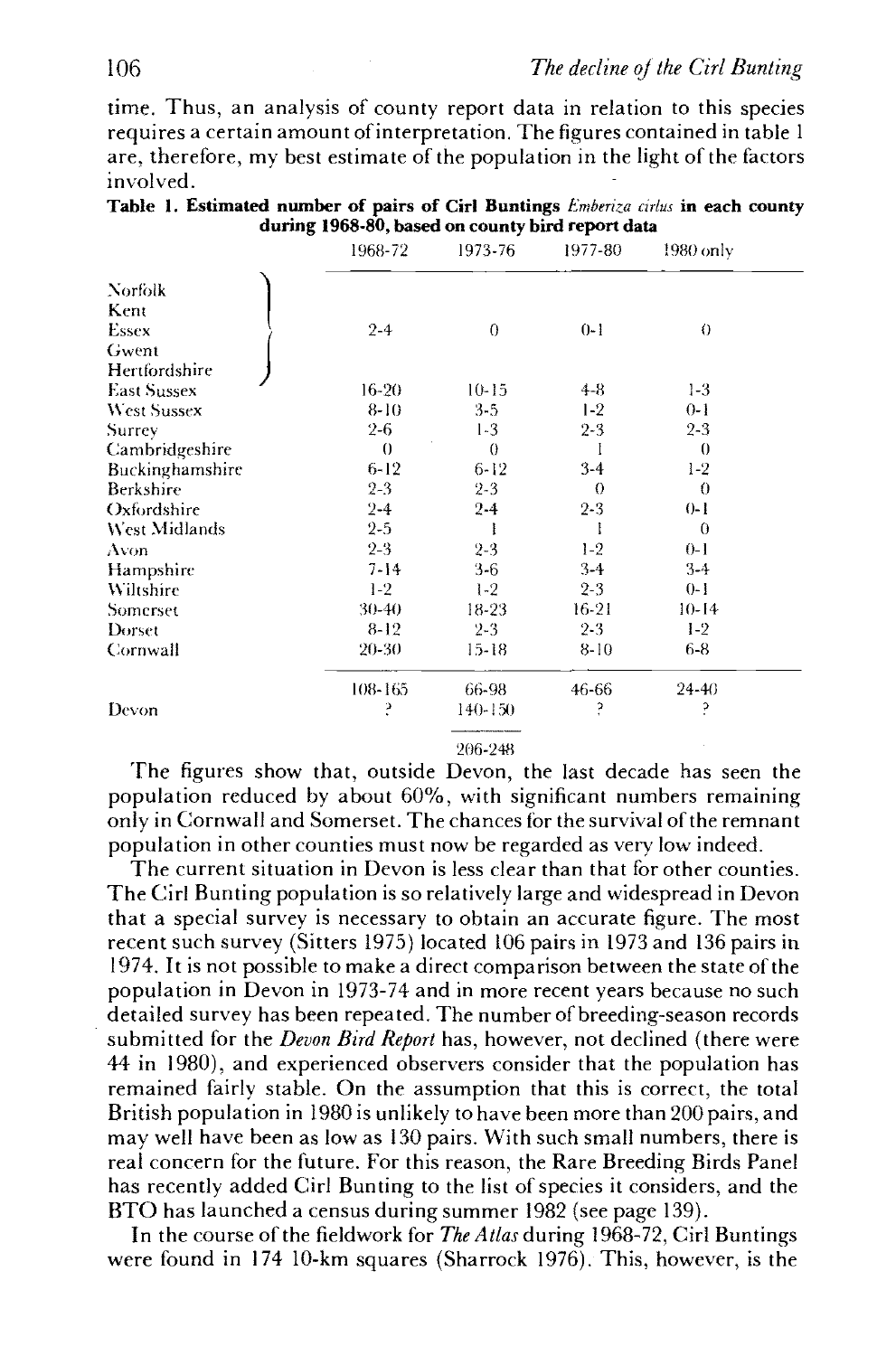time. Thus, an analysis of county report data in relation to this species requires a certain amount of interpretation. The figures contained in table 1 are, therefore, my best estimate of the population in the light of the factors involved.

**Table 1. Estimated number of pairs of Cirl Buntings *Emberiza cirlus* in each county during 1968-80, based on county bird report data**

| | 1968-72 | 1973-76 | 1977-80 | 1980 only |
|---|---|---|---|---|
| Norfolk, Kent, Essex, Gwent, Hertfordshire | 2-4 | 0 | 0-1 | 0 |
| East Sussex | 16-20 | 10-15 | 4-8 | 1-3 |
| West Sussex | 8-10 | 3-5 | 1-2 | 0-1 |
| Surrey | 2-6 | 1-3 | 2-3 | 2-3 |
| Cambridgeshire | 0 | 0 | 1 | 0 |
| Buckinghamshire | 6-12 | 6-12 | 3-4 | 1-2 |
| Berkshire | 2-3 | 2-3 | 0 | 0 |
| Oxfordshire | 2-4 | 2-4 | 2-3 | 0-1 |
| West Midlands | 2-5 | 1 | 1 | 0 |
| Avon | 2-3 | 2-3 | 1-2 | 0-1 |
| Hampshire | 7-14 | 3-6 | 3-4 | 3-4 |
| Wiltshire | 1-2 | 1-2 | 2-3 | 0-1 |
| Somerset | 30-40 | 18-23 | 16-21 | 10-14 |
| Dorset | 8-12 | 2-3 | 2-3 | 1-2 |
| Cornwall | 20-30 | 15-18 | 8-10 | 6-8 |
| | 108-165 | 66-98 | 46-66 | 24-40 |
| Devon | ? | 140-150 | ? | ? |
| | | 206-248 | | |

The figures show that, outside Devon, the last decade has seen the population reduced by about 60%, with significant numbers remaining only in Cornwall and Somerset. The chances for the survival of the remnant population in other counties must now be regarded as very low indeed.

The current situation in Devon is less clear than that for other counties. The Cirl Bunting population is so relatively large and widespread in Devon that a special survey is necessary to obtain an accurate figure. The most recent such survey (Sitters 1975) located 106 pairs in 1973 and 136 pairs in 1974. It is not possible to make a direct comparison between the state of the population in Devon in 1973-74 and in more recent years because no such detailed survey has been repeated. The number of breeding-season records submitted for the *Devon Bird Report* has, however, not declined (there were 44 in 1980), and experienced observers consider that the population has remained fairly stable. On the assumption that this is correct, the total British population in 1980 is unlikely to have been more than 200 pairs, and may well have been as low as 130 pairs. With such small numbers, there is real concern for the future. For this reason, the Rare Breeding Birds Panel has recently added Cirl Bunting to the list of species it considers, and the BTO has launched a census during summer 1982 (see page 139).

In the course of the fieldwork for *The Atlas* during 1968-72, Cirl Buntings were found in 174 10-km squares (Sharrock 1976). This, however, is the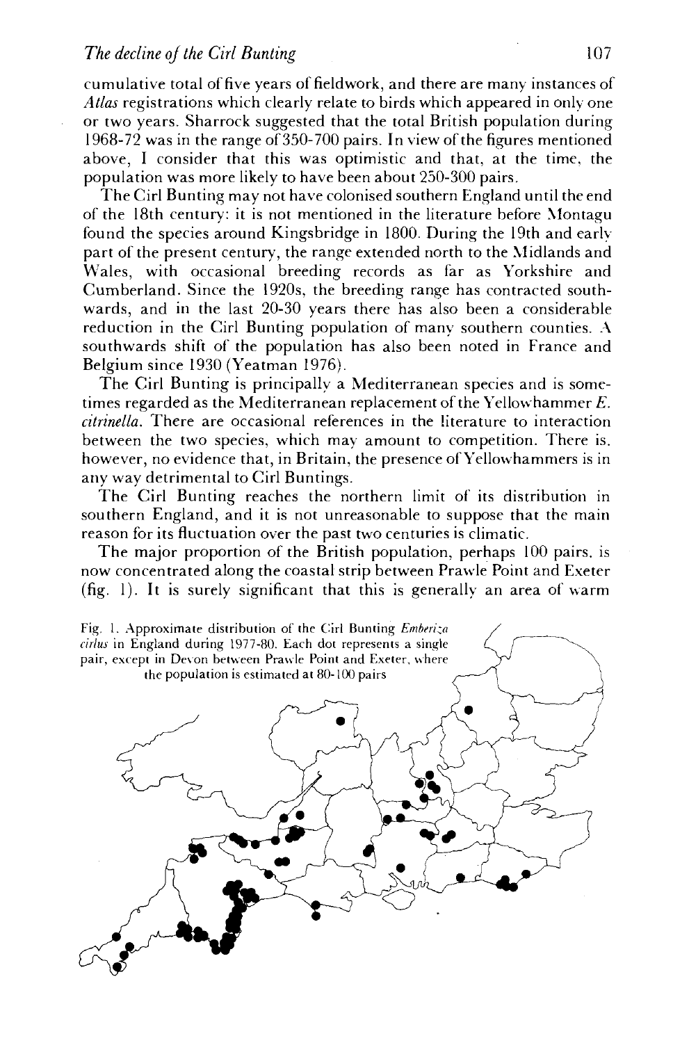cumulative total of five years of fieldwork, and there are many instances of *Atlas* registrations which clearly relate to birds which appeared in only one or two years. Sharrock suggested that the total British population during 1968-72 was in the range of 350-700 pairs. In view of the figures mentioned above, I consider that this was optimistic and that, at the time, the population was more likely to have been about 250-300 pairs.

The Cirl Bunting may not have colonised southern England until the end of the 18th century: it is not mentioned in the literature before Montagu found the species around Kingsbridge in 1800. During the 19th and early part of the present century, the range extended north to the Midlands and Wales, with occasional breeding records as far as Yorkshire and Cumberland. Since the 1920s, the breeding range has contracted southwards, and in the last 20-30 years there has also been a considerable reduction in the Cirl Bunting population of many southern counties. A southwards shift of the population has also been noted in France and Belgium since 1930 (Yeatman 1976).

The Cirl Bunting is principally a Mediterranean species and is sometimes regarded as the Mediterranean replacement of the Yellowhammer *E. citrinella*. There are occasional references in the literature to interaction between the two species, which may amount to competition. There is, however, no evidence that, in Britain, the presence of Yellowhammers is in any way detrimental to Cirl Buntings.

The Cirl Bunting reaches the northern limit of its distribution in southern England, and it is not unreasonable to suppose that the main reason for its fluctuation over the past two centuries is climatic.

The major proportion of the British population, perhaps 100 pairs, is now concentrated along the coastal strip between Prawle Point and Exeter (fig. 1). It is surely significant that this is generally an area of warm

Fig. 1. Approximate distribution of the Cirl Bunting *Emberiza cirlus* in England during 1977-80. Each dot represents a single pair, except in Devon between Prawle Point and Exeter, where the population is estimated at 80-100 pairs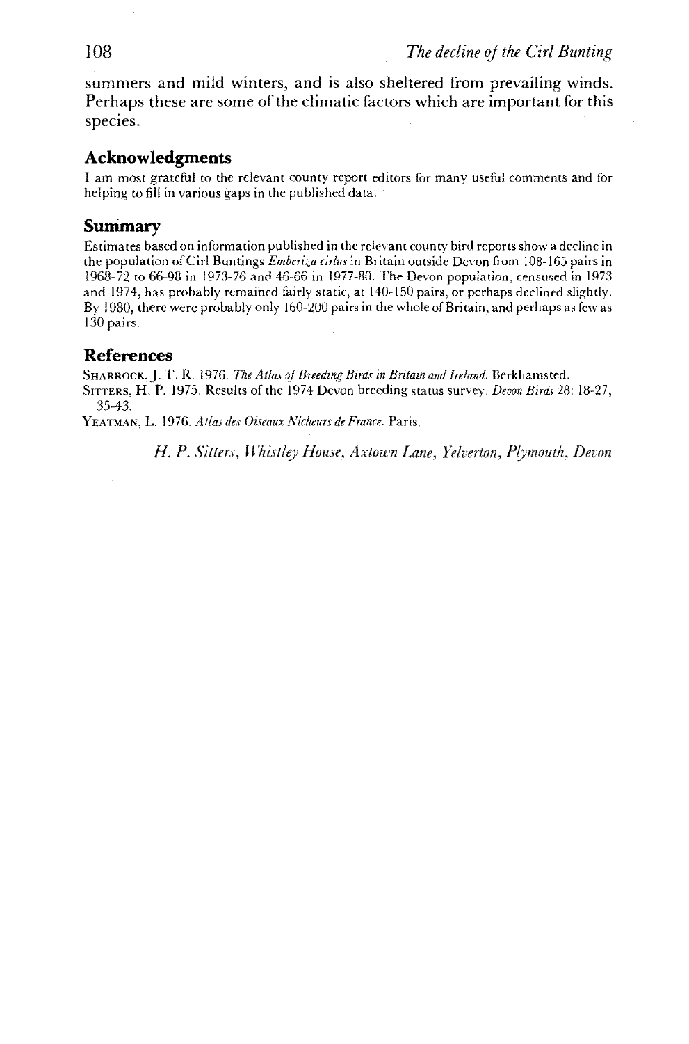summers and mild winters, and is also sheltered from prevailing winds. Perhaps these are some of the climatic factors which are important for this species.

## Acknowledgments

I am most grateful to the relevant county report editors for many useful comments and for helping to fill in various gaps in the published data.

## Summary

Estimates based on information published in the relevant county bird reports show a decline in the population of Cirl Buntings *Emberiza cirlus* in Britain outside Devon from 108-165 pairs in 1968-72 to 66-98 in 1973-76 and 46-66 in 1977-80. The Devon population, censused in 1973 and 1974, has probably remained fairly static, at 140-150 pairs, or perhaps declined slightly. By 1980, there were probably only 160-200 pairs in the whole of Britain, and perhaps as few as 130 pairs.

## References

SHARROCK, J. T. R. 1976. *The Atlas of Breeding Birds in Britain and Ireland.* Berkhamsted.

SITTERS, H. P. 1975. Results of the 1974 Devon breeding status survey. *Devon Birds* 28: 18-27, 35-43.

YEATMAN, L. 1976. *Atlas des Oiseaux Nicheurs de France.* Paris.

*H. P. Sitters, Whistley House, Axtown Lane, Yelverton, Plymouth, Devon*